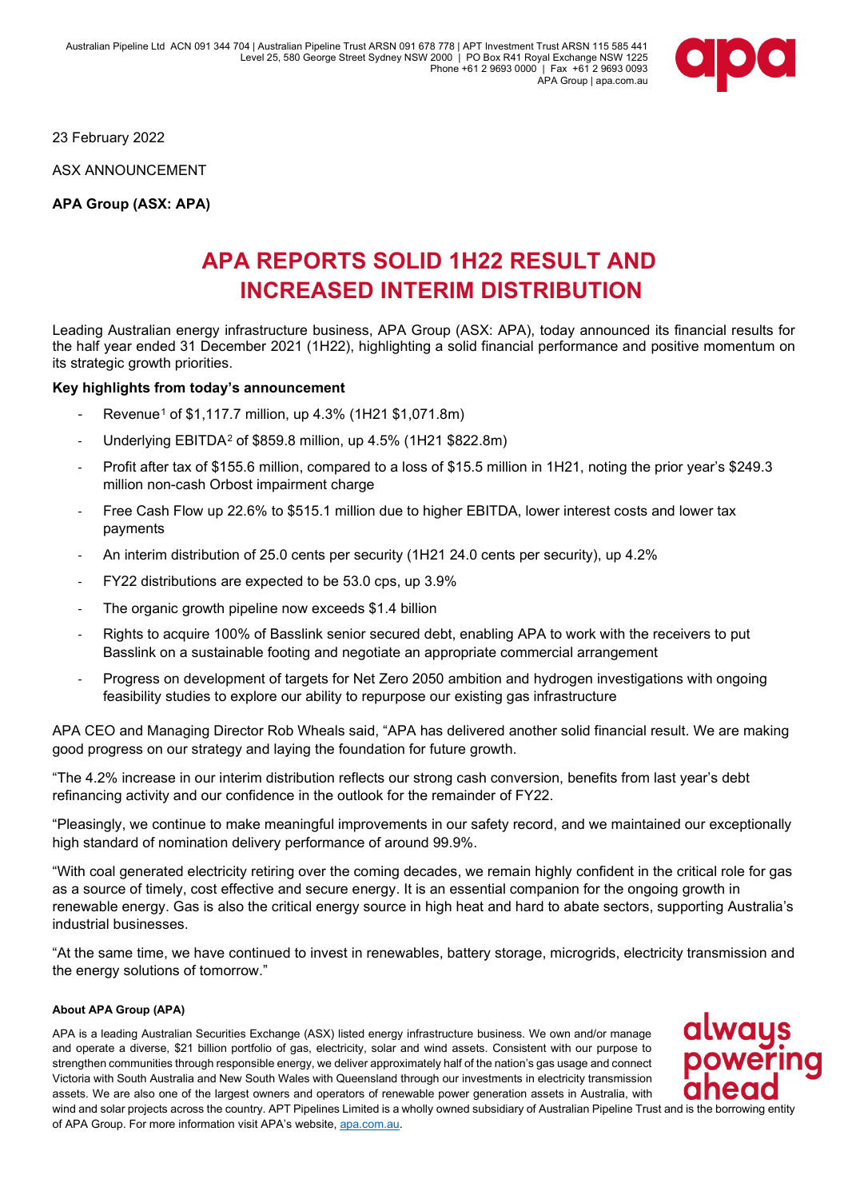Australian Pipeline Ltd ACN 091 344 704 | Australian Pipeline Trust ARSN 091 678 778 | APT Investment Trust ARSN 115 585 441
Level 25, 580 George Street Sydney NSW 2000 | PO Box R41 Royal Exchange NSW 1225
Phone +61 2 9693 0000 | Fax +61 2 9693 0093
APA Group | apa.com.au

23 February 2022

ASX ANNOUNCEMENT

**APA Group (ASX: APA)**

# APA REPORTS SOLID 1H22 RESULT AND INCREASED INTERIM DISTRIBUTION

Leading Australian energy infrastructure business, APA Group (ASX: APA), today announced its financial results for the half year ended 31 December 2021 (1H22), highlighting a solid financial performance and positive momentum on its strategic growth priorities.

**Key highlights from today's announcement**

- Revenue[1] of $1,117.7 million, up 4.3% (1H21 $1,071.8m)
- Underlying EBITDA[2] of $859.8 million, up 4.5% (1H21 $822.8m)
- Profit after tax of $155.6 million, compared to a loss of $15.5 million in 1H21, noting the prior year's $249.3 million non-cash Orbost impairment charge
- Free Cash Flow up 22.6% to $515.1 million due to higher EBITDA, lower interest costs and lower tax payments
- An interim distribution of 25.0 cents per security (1H21 24.0 cents per security), up 4.2%
- FY22 distributions are expected to be 53.0 cps, up 3.9%
- The organic growth pipeline now exceeds $1.4 billion
- Rights to acquire 100% of Basslink senior secured debt, enabling APA to work with the receivers to put Basslink on a sustainable footing and negotiate an appropriate commercial arrangement
- Progress on development of targets for Net Zero 2050 ambition and hydrogen investigations with ongoing feasibility studies to explore our ability to repurpose our existing gas infrastructure

APA CEO and Managing Director Rob Wheals said, "APA has delivered another solid financial result. We are making good progress on our strategy and laying the foundation for future growth.

"The 4.2% increase in our interim distribution reflects our strong cash conversion, benefits from last year's debt refinancing activity and our confidence in the outlook for the remainder of FY22.

"Pleasingly, we continue to make meaningful improvements in our safety record, and we maintained our exceptionally high standard of nomination delivery performance of around 99.9%.

"With coal generated electricity retiring over the coming decades, we remain highly confident in the critical role for gas as a source of timely, cost effective and secure energy. It is an essential companion for the ongoing growth in renewable energy. Gas is also the critical energy source in high heat and hard to abate sectors, supporting Australia's industrial businesses.

"At the same time, we have continued to invest in renewables, battery storage, microgrids, electricity transmission and the energy solutions of tomorrow."

**About APA Group (APA)**

APA is a leading Australian Securities Exchange (ASX) listed energy infrastructure business. We own and/or manage and operate a diverse, $21 billion portfolio of gas, electricity, solar and wind assets. Consistent with our purpose to strengthen communities through responsible energy, we deliver approximately half of the nation's gas usage and connect Victoria with South Australia and New South Wales with Queensland through our investments in electricity transmission assets. We are also one of the largest owners and operators of renewable power generation assets in Australia, with wind and solar projects across the country. APT Pipelines Limited is a wholly owned subsidiary of Australian Pipeline Trust and is the borrowing entity of APA Group. For more information visit APA's website, apa.com.au.

always powering ahead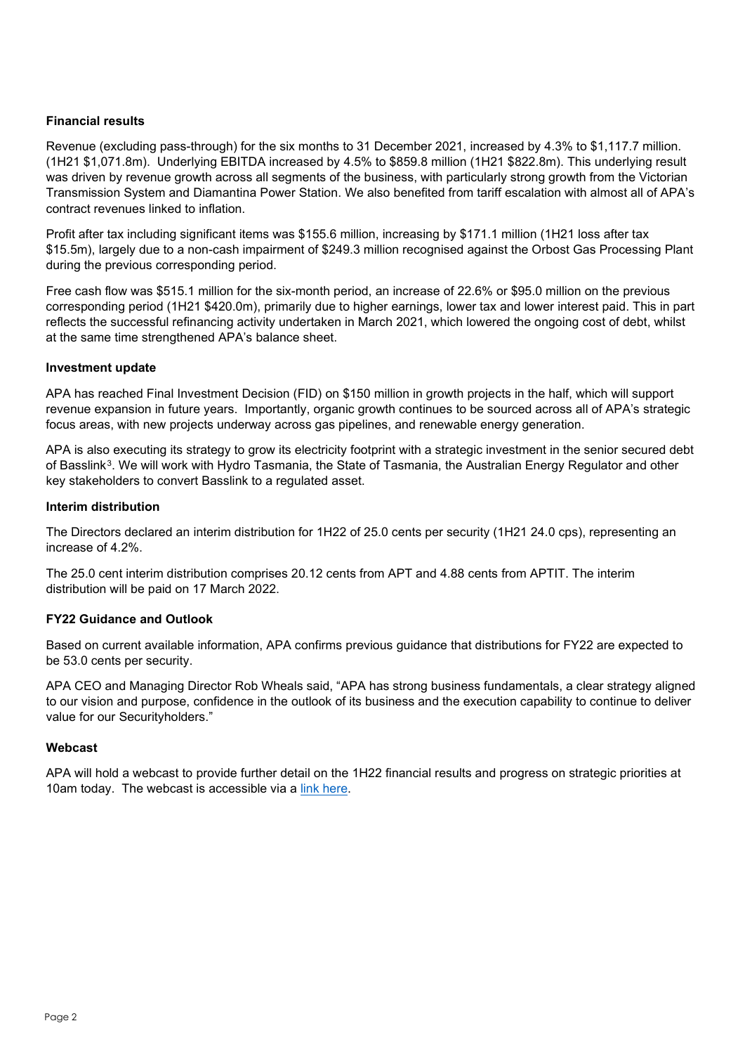**Financial results**

Revenue (excluding pass-through) for the six months to 31 December 2021, increased by 4.3% to $1,117.7 million. (1H21 $1,071.8m). Underlying EBITDA increased by 4.5% to $859.8 million (1H21 $822.8m). This underlying result was driven by revenue growth across all segments of the business, with particularly strong growth from the Victorian Transmission System and Diamantina Power Station. We also benefited from tariff escalation with almost all of APA's contract revenues linked to inflation.

Profit after tax including significant items was $155.6 million, increasing by $171.1 million (1H21 loss after tax $15.5m), largely due to a non-cash impairment of $249.3 million recognised against the Orbost Gas Processing Plant during the previous corresponding period.

Free cash flow was $515.1 million for the six-month period, an increase of 22.6% or $95.0 million on the previous corresponding period (1H21 $420.0m), primarily due to higher earnings, lower tax and lower interest paid. This in part reflects the successful refinancing activity undertaken in March 2021, which lowered the ongoing cost of debt, whilst at the same time strengthened APA's balance sheet.

**Investment update**

APA has reached Final Investment Decision (FID) on $150 million in growth projects in the half, which will support revenue expansion in future years. Importantly, organic growth continues to be sourced across all of APA's strategic focus areas, with new projects underway across gas pipelines, and renewable energy generation.

APA is also executing its strategy to grow its electricity footprint with a strategic investment in the senior secured debt of Basslink[3]. We will work with Hydro Tasmania, the State of Tasmania, the Australian Energy Regulator and other key stakeholders to convert Basslink to a regulated asset.

**Interim distribution**

The Directors declared an interim distribution for 1H22 of 25.0 cents per security (1H21 24.0 cps), representing an increase of 4.2%.

The 25.0 cent interim distribution comprises 20.12 cents from APT and 4.88 cents from APTIT. The interim distribution will be paid on 17 March 2022.

**FY22 Guidance and Outlook**

Based on current available information, APA confirms previous guidance that distributions for FY22 are expected to be 53.0 cents per security.

APA CEO and Managing Director Rob Wheals said, "APA has strong business fundamentals, a clear strategy aligned to our vision and purpose, confidence in the outlook of its business and the execution capability to continue to deliver value for our Securityholders."

**Webcast**

APA will hold a webcast to provide further detail on the 1H22 financial results and progress on strategic priorities at 10am today. The webcast is accessible via a link here.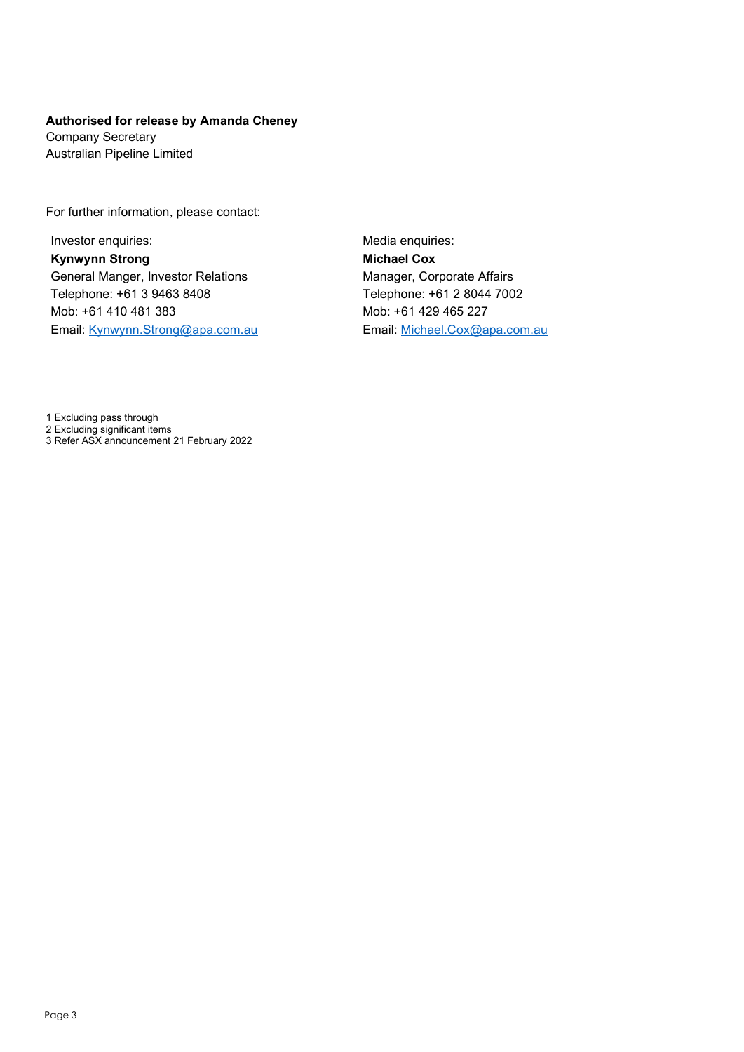**Authorised for release by Amanda Cheney**
Company Secretary
Australian Pipeline Limited

For further information, please contact:

Investor enquiries:
**Kynwynn Strong**
General Manger, Investor Relations
Telephone: +61 3 9463 8408
Mob: +61 410 481 383
Email: Kynwynn.Strong@apa.com.au

Media enquiries:
**Michael Cox**
Manager, Corporate Affairs
Telephone: +61 2 8044 7002
Mob: +61 429 465 227
Email: Michael.Cox@apa.com.au

---

1 Excluding pass through
2 Excluding significant items
3 Refer ASX announcement 21 February 2022